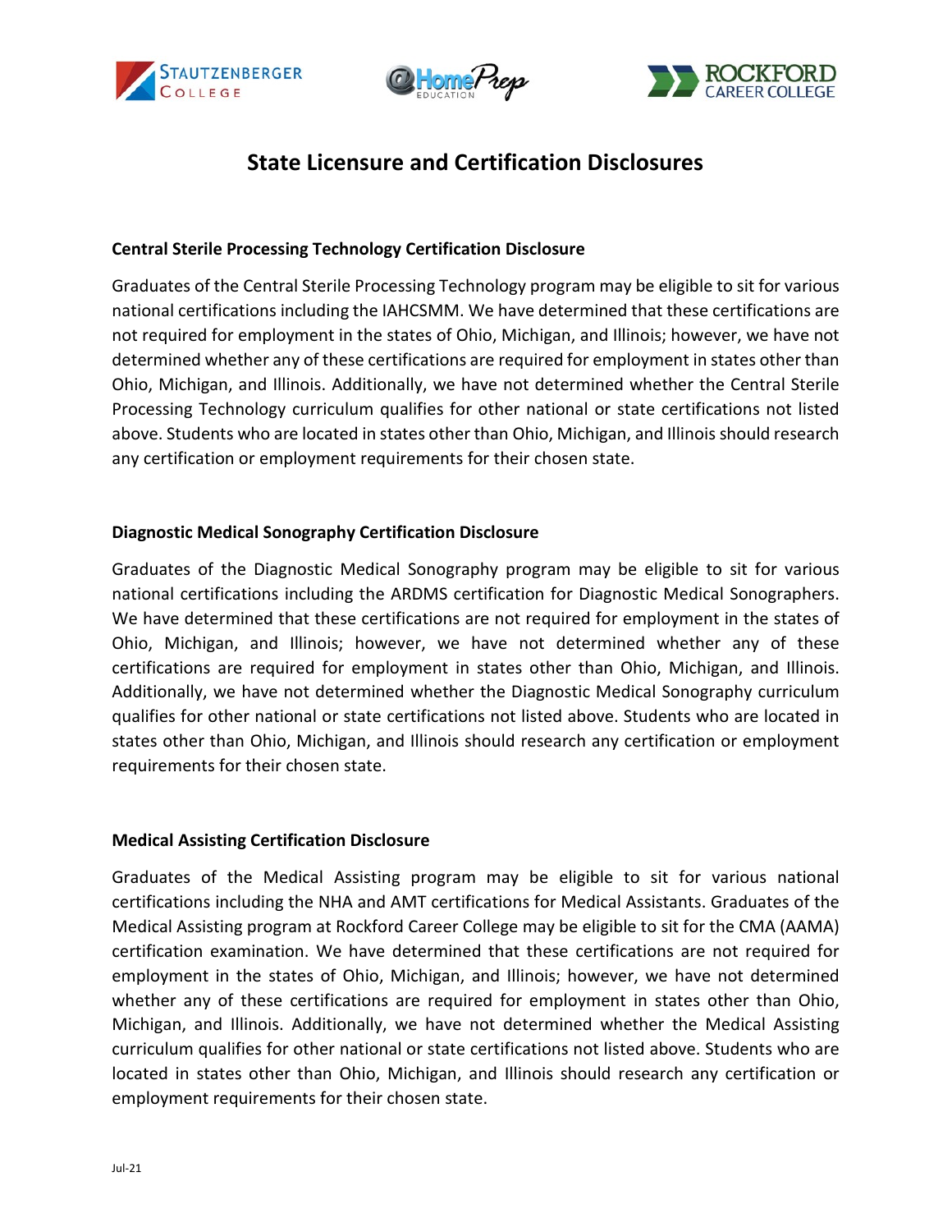# State Licensure and Certification Disclosures

### Central Sterile Processing Technology Certification Disclosure

Graduates of the Central Sterile Processing Technology program may be eligible to sit for various national certifications including the IAHCSMM. We have determined that these certifications are not required for employment in the states of Ohio, Michigan, and Illinois; however, we have not determined whether any of these certifications are required for employment in states other than Ohio, Michigan, and Illinois. Additionally, we have not determined whether the Central Sterile Processing Technology curriculum qualifies for other national or state certifications not listed above. Students who are located in states other than Ohio, Michigan, and Illinois should research any certification or employment requirements for their chosen state.

### Diagnostic Medical Sonography Certification Disclosure

Graduates of the Diagnostic Medical Sonography program may be eligible to sit for various national certifications including the ARDMS certification for Diagnostic Medical Sonographers. We have determined that these certifications are not required for employment in the states of Ohio, Michigan, and Illinois; however, we have not determined whether any of these certifications are required for employment in states other than Ohio, Michigan, and Illinois. Additionally, we have not determined whether the Diagnostic Medical Sonography curriculum qualifies for other national or state certifications not listed above. Students who are located in states other than Ohio, Michigan, and Illinois should research any certification or employment requirements for their chosen state.

### Medical Assisting Certification Disclosure

Graduates of the Medical Assisting program may be eligible to sit for various national certifications including the NHA and AMT certifications for Medical Assistants. Graduates of the Medical Assisting program at Rockford Career College may be eligible to sit for the CMA (AAMA) certification examination. We have determined that these certifications are not required for employment in the states of Ohio, Michigan, and Illinois; however, we have not determined whether any of these certifications are required for employment in states other than Ohio, Michigan, and Illinois. Additionally, we have not determined whether the Medical Assisting curriculum qualifies for other national or state certifications not listed above. Students who are located in states other than Ohio, Michigan, and Illinois should research any certification or employment requirements for their chosen state.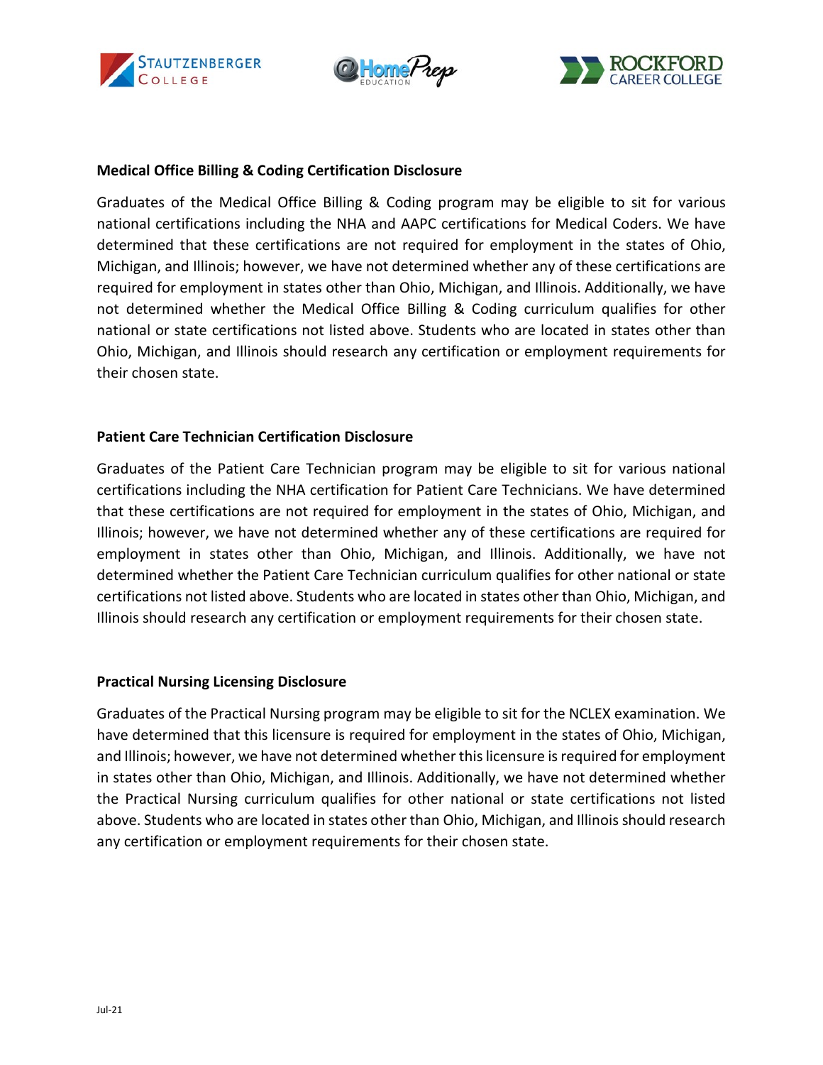## Medical Office Billing & Coding Certification Disclosure

Graduates of the Medical Office Billing & Coding program may be eligible to sit for various national certifications including the NHA and AAPC certifications for Medical Coders. We have determined that these certifications are not required for employment in the states of Ohio, Michigan, and Illinois; however, we have not determined whether any of these certifications are required for employment in states other than Ohio, Michigan, and Illinois. Additionally, we have not determined whether the Medical Office Billing & Coding curriculum qualifies for other national or state certifications not listed above. Students who are located in states other than Ohio, Michigan, and Illinois should research any certification or employment requirements for their chosen state.

## Patient Care Technician Certification Disclosure

Graduates of the Patient Care Technician program may be eligible to sit for various national certifications including the NHA certification for Patient Care Technicians. We have determined that these certifications are not required for employment in the states of Ohio, Michigan, and Illinois; however, we have not determined whether any of these certifications are required for employment in states other than Ohio, Michigan, and Illinois. Additionally, we have not determined whether the Patient Care Technician curriculum qualifies for other national or state certifications not listed above. Students who are located in states other than Ohio, Michigan, and Illinois should research any certification or employment requirements for their chosen state.

## Practical Nursing Licensing Disclosure

Graduates of the Practical Nursing program may be eligible to sit for the NCLEX examination. We have determined that this licensure is required for employment in the states of Ohio, Michigan, and Illinois; however, we have not determined whether this licensure is required for employment in states other than Ohio, Michigan, and Illinois. Additionally, we have not determined whether the Practical Nursing curriculum qualifies for other national or state certifications not listed above. Students who are located in states other than Ohio, Michigan, and Illinois should research any certification or employment requirements for their chosen state.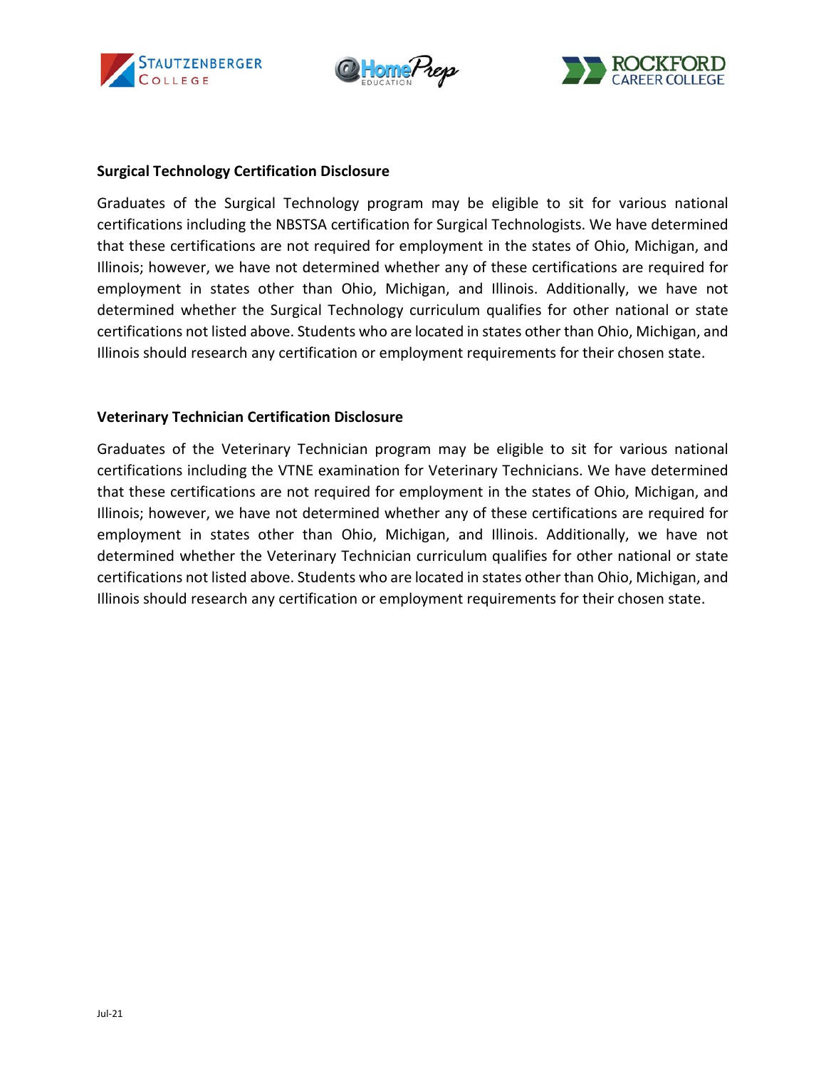**Surgical Technology Certification Disclosure**

Graduates of the Surgical Technology program may be eligible to sit for various national certifications including the NBSTSA certification for Surgical Technologists. We have determined that these certifications are not required for employment in the states of Ohio, Michigan, and Illinois; however, we have not determined whether any of these certifications are required for employment in states other than Ohio, Michigan, and Illinois. Additionally, we have not determined whether the Surgical Technology curriculum qualifies for other national or state certifications not listed above. Students who are located in states other than Ohio, Michigan, and Illinois should research any certification or employment requirements for their chosen state.

**Veterinary Technician Certification Disclosure**

Graduates of the Veterinary Technician program may be eligible to sit for various national certifications including the VTNE examination for Veterinary Technicians. We have determined that these certifications are not required for employment in the states of Ohio, Michigan, and Illinois; however, we have not determined whether any of these certifications are required for employment in states other than Ohio, Michigan, and Illinois. Additionally, we have not determined whether the Veterinary Technician curriculum qualifies for other national or state certifications not listed above. Students who are located in states other than Ohio, Michigan, and Illinois should research any certification or employment requirements for their chosen state.